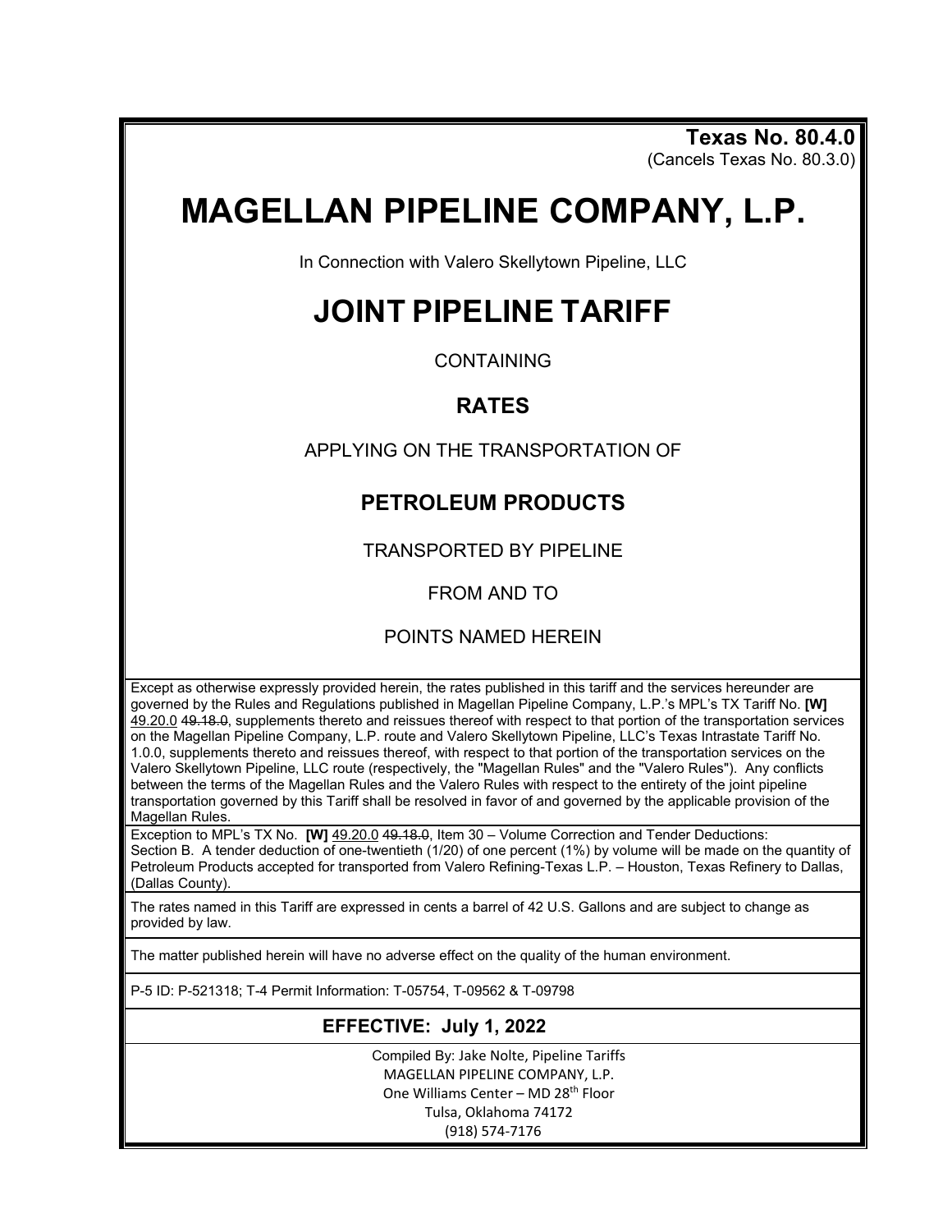**Texas No. 80.4.0**
(Cancels Texas No. 80.3.0)

# MAGELLAN PIPELINE COMPANY, L.P.

In Connection with Valero Skellytown Pipeline, LLC

# JOINT PIPELINE TARIFF

CONTAINING

## RATES

APPLYING ON THE TRANSPORTATION OF

## PETROLEUM PRODUCTS

TRANSPORTED BY PIPELINE

FROM AND TO

POINTS NAMED HEREIN

Except as otherwise expressly provided herein, the rates published in this tariff and the services hereunder are governed by the Rules and Regulations published in Magellan Pipeline Company, L.P.'s MPL's TX Tariff No. **[W]** 49.20.0 ~~49.18.0~~, supplements thereto and reissues thereof with respect to that portion of the transportation services on the Magellan Pipeline Company, L.P. route and Valero Skellytown Pipeline, LLC's Texas Intrastate Tariff No. 1.0.0, supplements thereto and reissues thereof, with respect to that portion of the transportation services on the Valero Skellytown Pipeline, LLC route (respectively, the "Magellan Rules" and the "Valero Rules"). Any conflicts between the terms of the Magellan Rules and the Valero Rules with respect to the entirety of the joint pipeline transportation governed by this Tariff shall be resolved in favor of and governed by the applicable provision of the Magellan Rules.

Exception to MPL's TX No. **[W]** 49.20.0 ~~49.18.0~~, Item 30 – Volume Correction and Tender Deductions:
Section B. A tender deduction of one-twentieth (1/20) of one percent (1%) by volume will be made on the quantity of Petroleum Products accepted for transported from Valero Refining-Texas L.P. – Houston, Texas Refinery to Dallas, (Dallas County).

The rates named in this Tariff are expressed in cents a barrel of 42 U.S. Gallons and are subject to change as provided by law.

The matter published herein will have no adverse effect on the quality of the human environment.

P-5 ID: P-521318; T-4 Permit Information: T-05754, T-09562 & T-09798

**EFFECTIVE: July 1, 2022**

Compiled By: Jake Nolte, Pipeline Tariffs
MAGELLAN PIPELINE COMPANY, L.P.
One Williams Center – MD 28th Floor
Tulsa, Oklahoma 74172
(918) 574-7176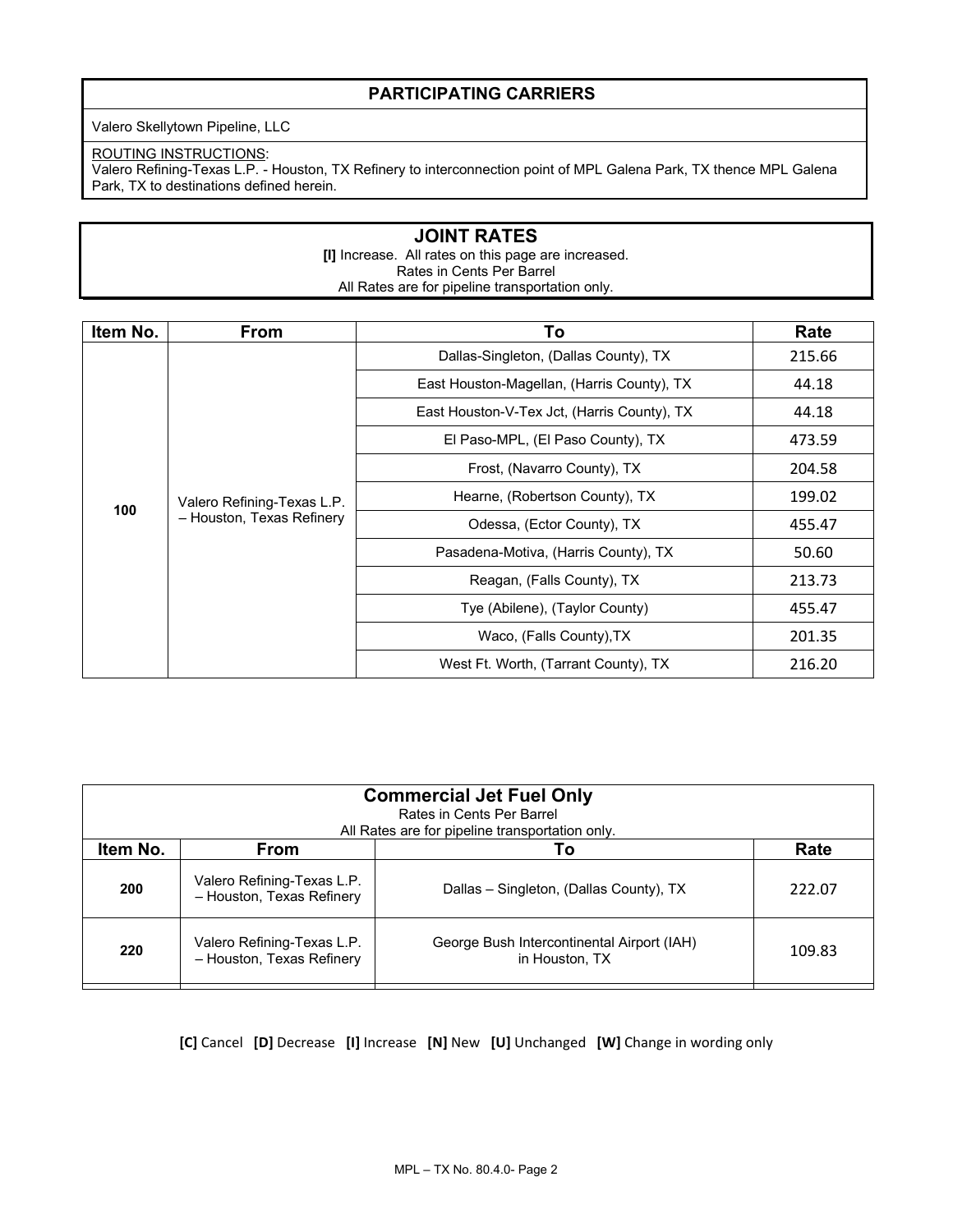## PARTICIPATING CARRIERS

Valero Skellytown Pipeline, LLC

ROUTING INSTRUCTIONS:
Valero Refining-Texas L.P. - Houston, TX Refinery to interconnection point of MPL Galena Park, TX thence MPL Galena Park, TX to destinations defined herein.

## JOINT RATES

**[I]** Increase. All rates on this page are increased.
Rates in Cents Per Barrel
All Rates are for pipeline transportation only.

| Item No. | From | To | Rate |
|---|---|---|---|
| 100 | Valero Refining-Texas L.P. – Houston, Texas Refinery | Dallas-Singleton, (Dallas County), TX | 215.66 |
| | | East Houston-Magellan, (Harris County), TX | 44.18 |
| | | East Houston-V-Tex Jct, (Harris County), TX | 44.18 |
| | | El Paso-MPL, (El Paso County), TX | 473.59 |
| | | Frost, (Navarro County), TX | 204.58 |
| | | Hearne, (Robertson County), TX | 199.02 |
| | | Odessa, (Ector County), TX | 455.47 |
| | | Pasadena-Motiva, (Harris County), TX | 50.60 |
| | | Reagan, (Falls County), TX | 213.73 |
| | | Tye (Abilene), (Taylor County) | 455.47 |
| | | Waco, (Falls County),TX | 201.35 |
| | | West Ft. Worth, (Tarrant County), TX | 216.20 |

## Commercial Jet Fuel Only

Rates in Cents Per Barrel
All Rates are for pipeline transportation only.

| Item No. | From | To | Rate |
|---|---|---|---|
| 200 | Valero Refining-Texas L.P. – Houston, Texas Refinery | Dallas – Singleton, (Dallas County), TX | 222.07 |
| 220 | Valero Refining-Texas L.P. – Houston, Texas Refinery | George Bush Intercontinental Airport (IAH) in Houston, TX | 109.83 |

**[C]** Cancel **[D]** Decrease **[I]** Increase **[N]** New **[U]** Unchanged **[W]** Change in wording only

MPL – TX No. 80.4.0- Page 2